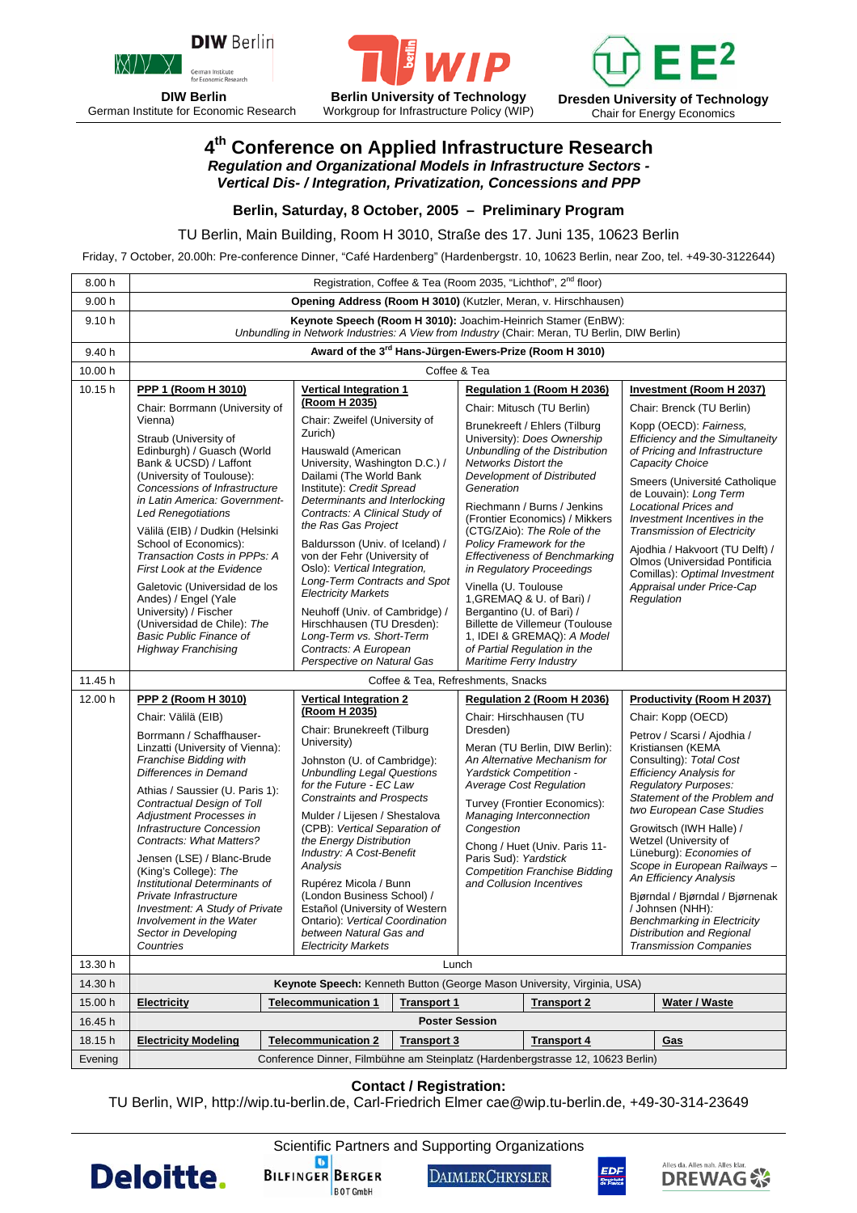**DIW Berlin**
German Institute for Economic Research

**Berlin University of Technology**
Workgroup for Infrastructure Policy (WIP)

**Dresden University of Technology**
Chair for Energy Economics

# 4th Conference on Applied Infrastructure Research

***Regulation and Organizational Models in Infrastructure Sectors - Vertical Dis- / Integration, Privatization, Concessions and PPP***

**Berlin, Saturday, 8 October, 2005 – Preliminary Program**

TU Berlin, Main Building, Room H 3010, Straße des 17. Juni 135, 10623 Berlin

Friday, 7 October, 20.00h: Pre-conference Dinner, "Café Hardenberg" (Hardenbergstr. 10, 10623 Berlin, near Zoo, tel. +49-30-3122644)

| | | | | |
|---|---|---|---|---|
| 8.00 h | Registration, Coffee & Tea (Room 2035, "Lichthof", 2nd floor) | | | |
| 9.00 h | **Opening Address (Room H 3010)** (Kutzler, Meran, v. Hirschhausen) | | | |
| 9.10 h | **Keynote Speech (Room H 3010):** Joachim-Heinrich Stamer (EnBW): *Unbundling in Network Industries: A View from Industry* (Chair: Meran, TU Berlin, DIW Berlin) | | | |
| 9.40 h | **Award of the 3rd Hans-Jürgen-Ewers-Prize (Room H 3010)** | | | |
| 10.00 h | Coffee & Tea | | | |
| 10.15 h | **PPP 1 (Room H 3010)**<br>Chair: Borrmann (University of Vienna)<br>Straub (University of Edinburgh) / Guasch (World Bank & UCSD) / Laffont (University of Toulouse): *Concessions of Infrastructure in Latin America: Government-Led Renegotiations*<br>Välilä (EIB) / Dudkin (Helsinki School of Economics): *Transaction Costs in PPPs: A First Look at the Evidence*<br>Galetovic (Universidad de los Andes) / Engel (Yale University) / Fischer (Universidad de Chile): *The Basic Public Finance of Highway Franchising* | **Vertical Integration 1 (Room H 2035)**<br>Chair: Zweifel (University of Zurich)<br>Hauswald (American University, Washington D.C.) / Dailami (The World Bank Institute): *Credit Spread Determinants and Interlocking Contracts: A Clinical Study of the Ras Gas Project*<br>Baldursson (Univ. of Iceland) / von der Fehr (University of Oslo): *Vertical Integration, Long-Term Contracts and Spot Electricity Markets*<br>Neuhoff (Univ. of Cambridge) / Hirschhausen (TU Dresden): *Long-Term vs. Short-Term Contracts: A European Perspective on Natural Gas* | **Regulation 1 (Room H 2036)**<br>Chair: Mitusch (TU Berlin)<br>Brunekreeft / Ehlers (Tilburg University): *Does Ownership Unbundling of the Distribution Networks Distort the Development of Distributed Generation*<br>Riechmann / Burns / Jenkins (Frontier Economics) / Mikkers (CTG/ZAio): *The Role of the Policy Framework for the Effectiveness of Benchmarking in Regulatory Proceedings*<br>Vinella (U. Toulouse 1,GREMAQ & U. of Bari) / Bergantino (U. of Bari) / Billette de Villemeur (Toulouse 1, IDEI & GREMAQ): *A Model of Partial Regulation in the Maritime Ferry Industry* | **Investment (Room H 2037)**<br>Chair: Brenck (TU Berlin)<br>Kopp (OECD): *Fairness, Efficiency and the Simultaneity of Pricing and Infrastructure Capacity Choice*<br>Smeers (Université Catholique de Louvain): *Long Term Locational Prices and Investment Incentives in the Transmission of Electricity*<br>Ajodhia / Hakvoort (TU Delft) / Olmos (Universidad Pontificia Comillas): *Optimal Investment Appraisal under Price-Cap Regulation* |
| 11.45 h | Coffee & Tea, Refreshments, Snacks | | | |
| 12.00 h | **PPP 2 (Room H 3010)**<br>Chair: Välilä (EIB)<br>Borrmann / Schaffhauser-Linzatti (University of Vienna): *Franchise Bidding with Differences in Demand*<br>Athias / Saussier (U. Paris 1): *Contractual Design of Toll Adjustment Processes in Infrastructure Concession Contracts: What Matters?*<br>Jensen (LSE) / Blanc-Brude (King's College): *The Institutional Determinants of Private Infrastructure Investment: A Study of Private Involvement in the Water Sector in Developing Countries* | **Vertical Integration 2 (Room H 2035)**<br>Chair: Brunekreeft (Tilburg University)<br>Johnston (U. of Cambridge): *Unbundling Legal Questions for the Future - EC Law Constraints and Prospects*<br>Mulder / Lijesen / Shestalova (CPB): *Vertical Separation of the Energy Distribution Industry: A Cost-Benefit Analysis*<br>Rupérez Micola / Bunn (London Business School) / Estañol (University of Western Ontario): *Vertical Coordination between Natural Gas and Electricity Markets* | **Regulation 2 (Room H 2036)**<br>Chair: Hirschhausen (TU Dresden)<br>Meran (TU Berlin, DIW Berlin): *An Alternative Mechanism for Yardstick Competition - Average Cost Regulation*<br>Turvey (Frontier Economics): *Managing Interconnection Congestion*<br>Chong / Huet (Univ. Paris 11-Paris Sud): *Yardstick Competition Franchise Bidding and Collusion Incentives* | **Productivity (Room H 2037)**<br>Chair: Kopp (OECD)<br>Petrov / Scarsi / Ajodhia / Kristiansen (KEMA Consulting): *Total Cost Efficiency Analysis for Regulatory Purposes: Statement of the Problem and two European Case Studies*<br>Growitsch (IWH Halle) / Wetzel (University of Lüneburg): *Economies of Scope in European Railways – An Efficiency Analysis*<br>Bjørndal / Bjørndal / Bjørnenak / Johnsen (NHH): *Benchmarking in Electricity Distribution and Regional Transmission Companies* |
| 13.30 h | Lunch | | | |
| 14.30 h | **Keynote Speech:** Kenneth Button (George Mason University, Virginia, USA) | | | |
| 15.00 h | **Electricity** \| **Telecommunication 1** \| **Transport 1** \| **Transport 2** \| **Water / Waste** | | | |
| 16.45 h | **Poster Session** | | | |
| 18.15 h | **Electricity Modeling** \| **Telecommunication 2** \| **Transport 3** \| **Transport 4** \| **Gas** | | | |
| Evening | Conference Dinner, Filmbühne am Steinplatz (Hardenbergstrasse 12, 10623 Berlin) | | | |

**Contact / Registration:**

TU Berlin, WIP, http://wip.tu-berlin.de, Carl-Friedrich Elmer cae@wip.tu-berlin.de, +49-30-314-23649

Scientific Partners and Supporting Organizations

Deloitte. BILFINGER BERGER BOT GmbH DAIMLERCHRYSLER EDF DREWAG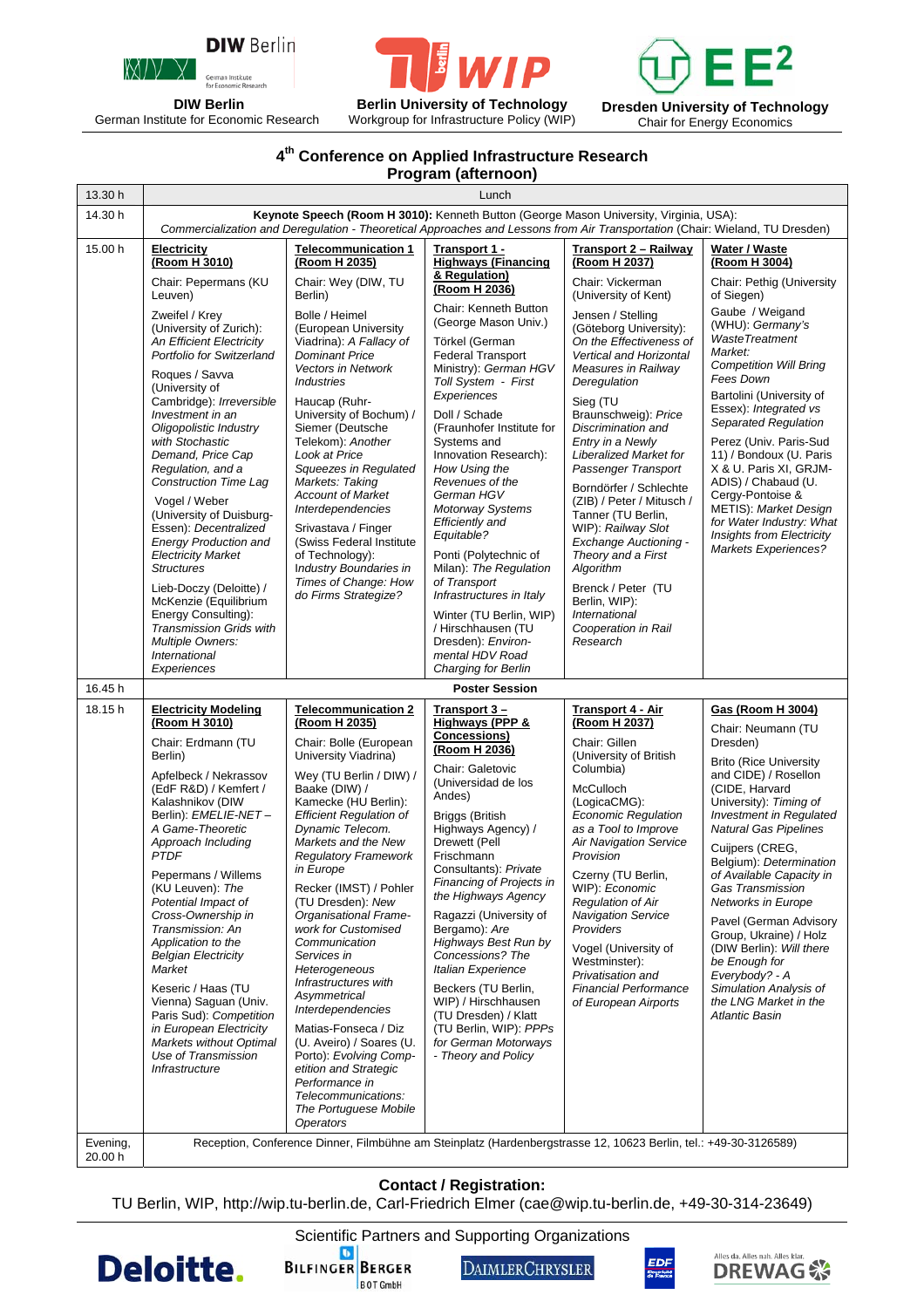**DIW Berlin**
German Institute for Economic Research

**Berlin University of Technology**
Workgroup for Infrastructure Policy (WIP)

**Dresden University of Technology**
Chair for Energy Economics

## 4th Conference on Applied Infrastructure Research
## Program (afternoon)

| | | | | | |
|---|---|---|---|---|---|
| 13.30 h | Lunch | | | | |
| 14.30 h | **Keynote Speech (Room H 3010):** Kenneth Button (George Mason University, Virginia, USA): *Commercialization and Deregulation - Theoretical Approaches and Lessons from Air Transportation* (Chair: Wieland, TU Dresden) | | | | |
| 15.00 h | **Electricity (Room H 3010)**<br>Chair: Pepermans (KU Leuven)<br>Zweifel / Krey (University of Zurich): *An Efficient Electricity Portfolio for Switzerland*<br>Roques / Savva (University of Cambridge): *Irreversible Investment in an Oligopolistic Industry with Stochastic Demand, Price Cap Regulation, and a Construction Time Lag*<br>Vogel / Weber (University of Duisburg-Essen): *Decentralized Energy Production and Electricity Market Structures*<br>Lieb-Doczy (Deloitte) / McKenzie (Equilibrium Energy Consulting): *Transmission Grids with Multiple Owners: International Experiences* | **Telecommunication 1 (Room H 2035)**<br>Chair: Wey (DIW, TU Berlin)<br>Bolle / Heimel (European University Viadrina): *A Fallacy of Dominant Price Vectors in Network Industries*<br>Haucap (Ruhr-University of Bochum) / Siemer (Deutsche Telekom): *Another Look at Price Squeezes in Regulated Markets: Taking Account of Market Interdependencies*<br>Srivastava / Finger (Swiss Federal Institute of Technology): *Industry Boundaries in Times of Change: How do Firms Strategize?* | **Transport 1 - Highways (Financing & Regulation) (Room H 2036)**<br>Chair: Kenneth Button (George Mason Univ.)<br>Törkel (German Federal Transport Ministry): *German HGV Toll System - First Experiences*<br>Doll / Schade (Fraunhofer Institute for Systems and Innovation Research): *How Using the Revenues of the German HGV Motorway Systems Efficiently and Equitable?*<br>Ponti (Polytechnic of Milan): *The Regulation of Transport Infrastructures in Italy*<br>Winter (TU Berlin, WIP) / Hirschhausen (TU Dresden): *Environ-mental HDV Road Charging for Berlin* | **Transport 2 – Railway (Room H 2037)**<br>Chair: Vickerman (University of Kent)<br>Jensen / Stelling (Göteborg University): *On the Effectiveness of Vertical and Horizontal Measures in Railway Deregulation*<br>Sieg (TU Braunschweig): *Price Discrimination and Entry in a Newly Liberalized Market for Passenger Transport*<br>Borndörfer / Schlechte (ZIB) / Peter / Mitusch / Tanner (TU Berlin, WIP): *Railway Slot Exchange Auctioning - Theory and a First Algorithm*<br>Brenck / Peter (TU Berlin, WIP): *International Cooperation in Rail Research* | **Water / Waste (Room H 3004)**<br>Chair: Pethig (University of Siegen)<br>Gaube / Weigand (WHU): *Germany's WasteTreatment Market: Competition Will Bring Fees Down*<br>Bartolini (University of Essex): *Integrated vs Separated Regulation*<br>Perez (Univ. Paris-Sud 11) / Bondoux (U. Paris X & U. Paris XI, GRJM-ADIS) / Chabaud (U. Cergy-Pontoise & METIS): *Market Design for Water Industry: What Insights from Electricity Markets Experiences?* |
| 16.45 h | **Poster Session** | | | | |
| 18.15 h | **Electricity Modeling (Room H 3010)**<br>Chair: Erdmann (TU Berlin)<br>Apfelbeck / Nekrassov (EdF R&D) / Kemfert / Kalashnikov (DIW Berlin): *EMELIE-NET – A Game-Theoretic Approach Including PTDF*<br>Pepermans / Willems (KU Leuven): *The Potential Impact of Cross-Ownership in Transmission: An Application to the Belgian Electricity Market*<br>Keseric / Haas (TU Vienna) Saguan (Univ. Paris Sud): *Competition in European Electricity Markets without Optimal Use of Transmission Infrastructure* | **Telecommunication 2 (Room H 2035)**<br>Chair: Bolle (European University Viadrina)<br>Wey (TU Berlin / DIW) / Baake (DIW) / Kamecke (HU Berlin): *Efficient Regulation of Dynamic Telecom. Markets and the New Regulatory Framework in Europe*<br>Recker (IMST) / Pohler (TU Dresden): *New Organisational Frame-work for Customised Communication Services in Heterogeneous Infrastructures with Asymmetrical Interdependencies*<br>Matias-Fonseca / Diz (U. Aveiro) / Soares (U. Porto): *Evolving Comp-etition and Strategic Performance in Telecommunications: The Portuguese Mobile Operators* | **Transport 3 – Highways (PPP & Concessions) (Room H 2036)**<br>Chair: Galetovic (Universidad de los Andes)<br>Briggs (British Highways Agency) / Drewett (Pell Frischmann Consultants): *Private Financing of Projects in the Highways Agency*<br>Ragazzi (University of Bergamo): *Are Highways Best Run by Concessions? The Italian Experience*<br>Beckers (TU Berlin, WIP) / Hirschhausen (TU Dresden) / Klatt (TU Berlin, WIP): *PPPs for German Motorways - Theory and Policy* | **Transport 4 - Air (Room H 2037)**<br>Chair: Gillen (University of British Columbia)<br>McCulloch (LogicaCMG): *Economic Regulation as a Tool to Improve Air Navigation Service Provision*<br>Czerny (TU Berlin, WIP): *Economic Regulation of Air Navigation Service Providers*<br>Vogel (University of Westminster): *Privatisation and Financial Performance of European Airports* | **Gas (Room H 3004)**<br>Chair: Neumann (TU Dresden)<br>Brito (Rice University and CIDE) / Rosellon (CIDE, Harvard University): *Timing of Investment in Regulated Natural Gas Pipelines*<br>Cuijpers (CREG, Belgium): *Determination of Available Capacity in Gas Transmission Networks in Europe*<br>Pavel (German Advisory Group, Ukraine) / Holz (DIW Berlin): *Will there be Enough for Everybody? - A Simulation Analysis of the LNG Market in the Atlantic Basin* |
| Evening, 20.00 h | Reception, Conference Dinner, Filmbühne am Steinplatz (Hardenbergstrasse 12, 10623 Berlin, tel.: +49-30-3126589) | | | | |

**Contact / Registration:**

TU Berlin, WIP, http://wip.tu-berlin.de, Carl-Friedrich Elmer (cae@wip.tu-berlin.de, +49-30-314-23649)

Scientific Partners and Supporting Organizations

Deloitte. BILFINGER BERGER BOT GmbH DAIMLERCHRYSLER EDF DREWAG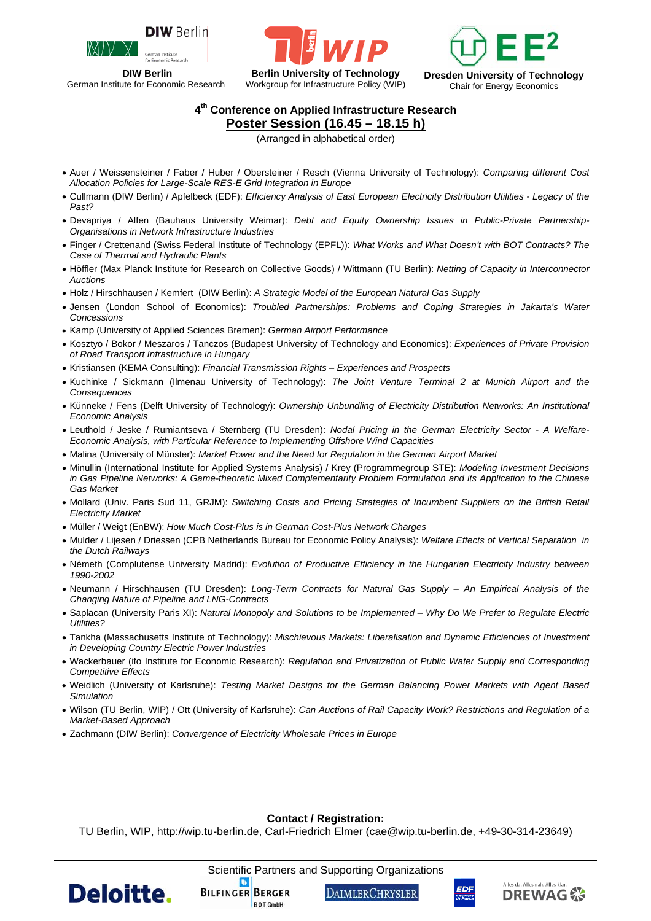**DIW Berlin**
German Institute for Economic Research

**Berlin University of Technology**
Workgroup for Infrastructure Policy (WIP)

**Dresden University of Technology**
Chair for Energy Economics

## 4th Conference on Applied Infrastructure Research

## Poster Session (16.45 – 18.15 h)

(Arranged in alphabetical order)

- Auer / Weissensteiner / Faber / Huber / Obersteiner / Resch (Vienna University of Technology): *Comparing different Cost Allocation Policies for Large-Scale RES-E Grid Integration in Europe*
- Cullmann (DIW Berlin) / Apfelbeck (EDF): *Efficiency Analysis of East European Electricity Distribution Utilities - Legacy of the Past?*
- Devapriya / Alfen (Bauhaus University Weimar): *Debt and Equity Ownership Issues in Public-Private Partnership-Organisations in Network Infrastructure Industries*
- Finger / Crettenand (Swiss Federal Institute of Technology (EPFL)): *What Works and What Doesn't with BOT Contracts? The Case of Thermal and Hydraulic Plants*
- Höffler (Max Planck Institute for Research on Collective Goods) / Wittmann (TU Berlin): *Netting of Capacity in Interconnector Auctions*
- Holz / Hirschhausen / Kemfert (DIW Berlin): *A Strategic Model of the European Natural Gas Supply*
- Jensen (London School of Economics): *Troubled Partnerships: Problems and Coping Strategies in Jakarta's Water Concessions*
- Kamp (University of Applied Sciences Bremen): *German Airport Performance*
- Kosztyo / Bokor / Meszaros / Tanczos (Budapest University of Technology and Economics): *Experiences of Private Provision of Road Transport Infrastructure in Hungary*
- Kristiansen (KEMA Consulting): *Financial Transmission Rights – Experiences and Prospects*
- Kuchinke / Sickmann (Ilmenau University of Technology): *The Joint Venture Terminal 2 at Munich Airport and the Consequences*
- Künneke / Fens (Delft University of Technology): *Ownership Unbundling of Electricity Distribution Networks: An Institutional Economic Analysis*
- Leuthold / Jeske / Rumiantseva / Sternberg (TU Dresden): *Nodal Pricing in the German Electricity Sector - A Welfare-Economic Analysis, with Particular Reference to Implementing Offshore Wind Capacities*
- Malina (University of Münster): *Market Power and the Need for Regulation in the German Airport Market*
- Minullin (International Institute for Applied Systems Analysis) / Krey (Programmegroup STE): *Modeling Investment Decisions in Gas Pipeline Networks: A Game-theoretic Mixed Complementarity Problem Formulation and its Application to the Chinese Gas Market*
- Mollard (Univ. Paris Sud 11, GRJM): *Switching Costs and Pricing Strategies of Incumbent Suppliers on the British Retail Electricity Market*
- Müller / Weigt (EnBW): *How Much Cost-Plus is in German Cost-Plus Network Charges*
- Mulder / Lijesen / Driessen (CPB Netherlands Bureau for Economic Policy Analysis): *Welfare Effects of Vertical Separation in the Dutch Railways*
- Németh (Complutense University Madrid): *Evolution of Productive Efficiency in the Hungarian Electricity Industry between 1990-2002*
- Neumann / Hirschhausen (TU Dresden): *Long-Term Contracts for Natural Gas Supply – An Empirical Analysis of the Changing Nature of Pipeline and LNG-Contracts*
- Saplacan (University Paris XI): *Natural Monopoly and Solutions to be Implemented – Why Do We Prefer to Regulate Electric Utilities?*
- Tankha (Massachusetts Institute of Technology): *Mischievous Markets: Liberalisation and Dynamic Efficiencies of Investment in Developing Country Electric Power Industries*
- Wackerbauer (ifo Institute for Economic Research): *Regulation and Privatization of Public Water Supply and Corresponding Competitive Effects*
- Weidlich (University of Karlsruhe): *Testing Market Designs for the German Balancing Power Markets with Agent Based Simulation*
- Wilson (TU Berlin, WIP) / Ott (University of Karlsruhe): *Can Auctions of Rail Capacity Work? Restrictions and Regulation of a Market-Based Approach*
- Zachmann (DIW Berlin): *Convergence of Electricity Wholesale Prices in Europe*

**Contact / Registration:**

TU Berlin, WIP, http://wip.tu-berlin.de, Carl-Friedrich Elmer (cae@wip.tu-berlin.de, +49-30-314-23649)

Scientific Partners and Supporting Organizations

Deloitte. Bilfinger Berger BOT GmbH DaimlerChrysler EDF DREWAG